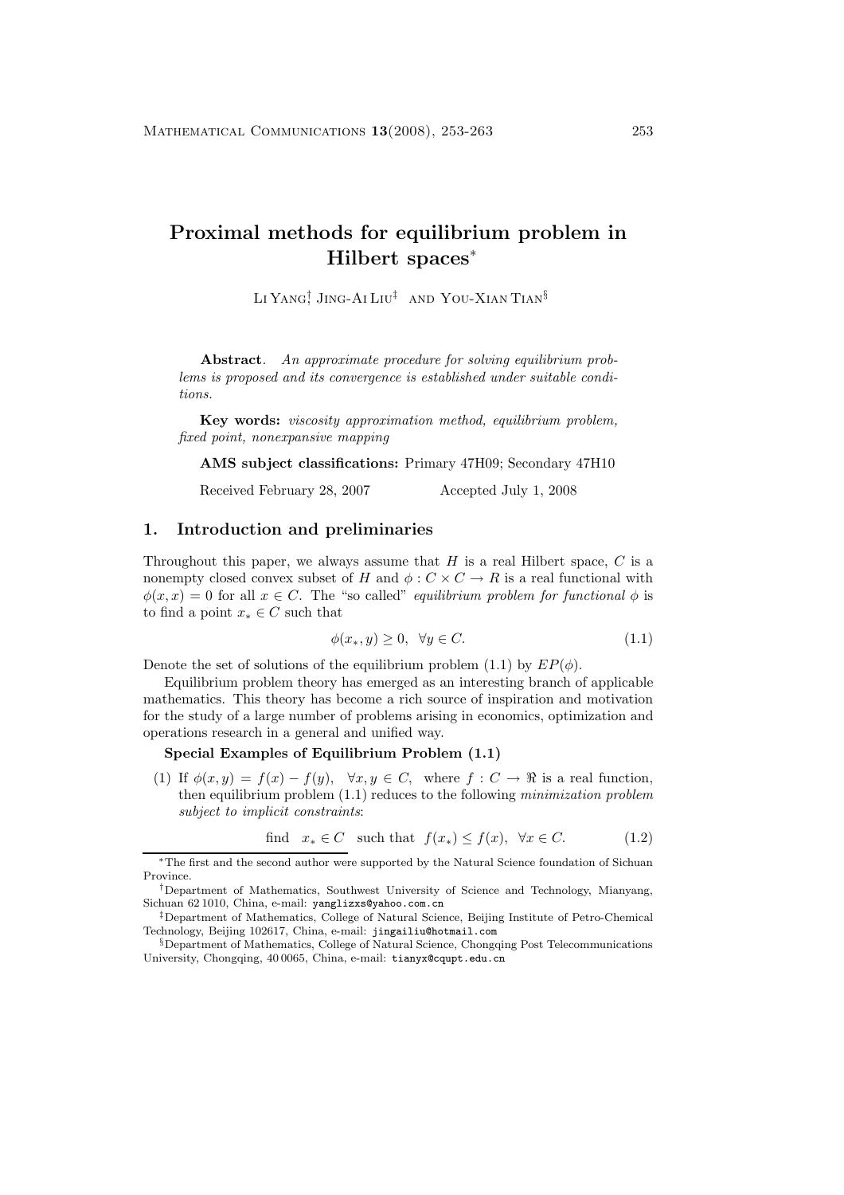# Proximal methods for equilibrium problem in Hilbert spaces*

Li Yang[†], Jing-Ai Liu[‡] and You-Xian Tian[§]

**Abstract**. *An approximate procedure for solving equilibrium problems is proposed and its convergence is established under suitable conditions.*

**Key words:** *viscosity approximation method, equilibrium problem, fixed point, nonexpansive mapping*

**AMS subject classifications:** Primary 47H09; Secondary 47H10

Received February 28, 2007 Accepted July 1, 2008

## 1. Introduction and preliminaries

Throughout this paper, we always assume that $H$ is a real Hilbert space, $C$ is a nonempty closed convex subset of $H$ and $\phi : C \times C \to R$ is a real functional with $\phi(x, x) = 0$ for all $x \in C$. The "so called" *equilibrium problem for functional* $\phi$ is to find a point $x_* \in C$ such that

$$\phi(x_*, y) \geq 0, \ \ \forall y \in C. \tag{1.1}$$

Denote the set of solutions of the equilibrium problem (1.1) by $EP(\phi)$.

Equilibrium problem theory has emerged as an interesting branch of applicable mathematics. This theory has become a rich source of inspiration and motivation for the study of a large number of problems arising in economics, optimization and operations research in a general and unified way.

**Special Examples of Equilibrium Problem (1.1)**

(1) If $\phi(x, y) = f(x) - f(y), \ \ \forall x, y \in C,$ where $f : C \to \Re$ is a real function, then equilibrium problem (1.1) reduces to the following *minimization problem subject to implicit constraints*:

$$\text{find} \quad x_* \in C \quad \text{such that} \ \ f(x_*) \leq f(x), \ \ \forall x \in C. \tag{1.2}$$

---

*The first and the second author were supported by the Natural Science foundation of Sichuan Province.

[†]Department of Mathematics, Southwest University of Science and Technology, Mianyang, Sichuan 62 1010, China, e-mail: yanglizxs@yahoo.com.cn

[‡]Department of Mathematics, College of Natural Science, Beijing Institute of Petro-Chemical Technology, Beijing 102617, China, e-mail: jingailiu@hotmail.com

[§]Department of Mathematics, College of Natural Science, Chongqing Post Telecommunications University, Chongqing, 40 0065, China, e-mail: tianyx@cqupt.edu.cn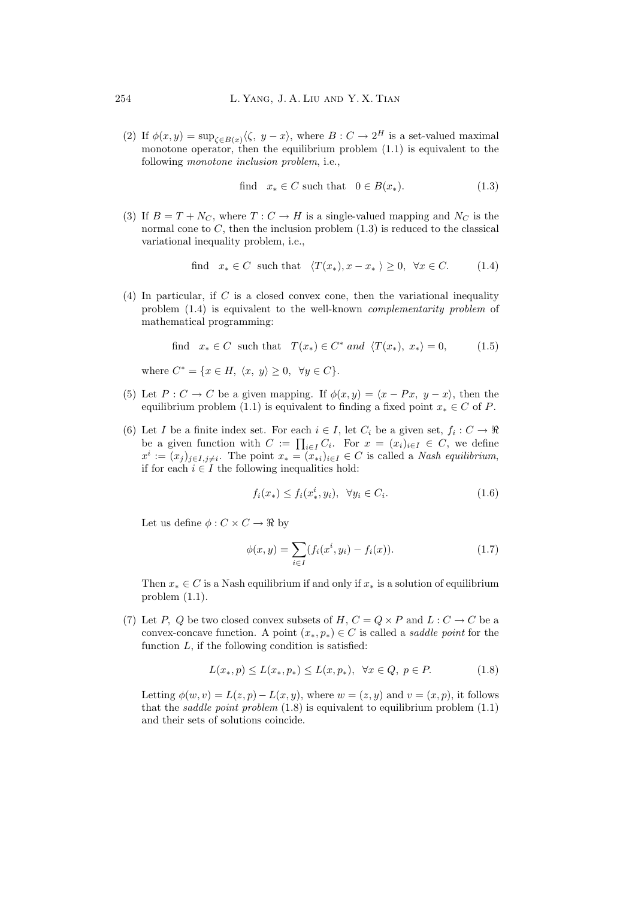(2) If $\phi(x,y) = \sup_{\zeta \in B(x)} \langle \zeta,\ y - x \rangle$, where $B : C \to 2^H$ is a set-valued maximal monotone operator, then the equilibrium problem (1.1) is equivalent to the following *monotone inclusion problem*, i.e.,

$$\text{find} \quad x_* \in C \text{ such that } \quad 0 \in B(x_*). \tag{1.3}$$

(3) If $B = T + N_C$, where $T : C \to H$ is a single-valued mapping and $N_C$ is the normal cone to $C$, then the inclusion problem (1.3) is reduced to the classical variational inequality problem, i.e.,

$$\text{find} \quad x_* \in C \quad \text{such that} \quad \langle T(x_*), x - x_* \rangle \geq 0, \quad \forall x \in C. \tag{1.4}$$

(4) In particular, if $C$ is a closed convex cone, then the variational inequality problem (1.4) is equivalent to the well-known *complementarity problem* of mathematical programming:

$$\text{find} \quad x_* \in C \quad \text{such that} \quad T(x_*) \in C^* \ \textit{and} \ \langle T(x_*),\ x_* \rangle = 0, \tag{1.5}$$

where $C^* = \{x \in H,\ \langle x,\ y \rangle \geq 0,\ \ \forall y \in C\}$.

(5) Let $P : C \to C$ be a given mapping. If $\phi(x,y) = \langle x - Px,\ y - x \rangle$, then the equilibrium problem (1.1) is equivalent to finding a fixed point $x_* \in C$ of $P$.

(6) Let $I$ be a finite index set. For each $i \in I$, let $C_i$ be a given set, $f_i : C \to \Re$ be a given function with $C := \prod_{i \in I} C_i$. For $x = (x_i)_{i \in I} \in C$, we define $x^i := (x_j)_{j \in I, j \neq i}$. The point $x_* = (x_{*i})_{i \in I} \in C$ is called a *Nash equilibrium*, if for each $i \in I$ the following inequalities hold:

$$f_i(x_*) \leq f_i(x_*^i, y_i), \quad \forall y_i \in C_i. \tag{1.6}$$

Let us define $\phi : C \times C \to \Re$ by

$$\phi(x,y) = \sum_{i \in I} (f_i(x^i, y_i) - f_i(x)). \tag{1.7}$$

Then $x_* \in C$ is a Nash equilibrium if and only if $x_*$ is a solution of equilibrium problem (1.1).

(7) Let $P$, $Q$ be two closed convex subsets of $H$, $C = Q \times P$ and $L : C \to C$ be a convex-concave function. A point $(x_*, p_*) \in C$ is called a *saddle point* for the function $L$, if the following condition is satisfied:

$$L(x_*, p) \leq L(x_*, p_*) \leq L(x, p_*), \quad \forall x \in Q,\ p \in P. \tag{1.8}$$

Letting $\phi(w,v) = L(z,p) - L(x,y)$, where $w = (z,y)$ and $v = (x,p)$, it follows that the *saddle point problem* (1.8) is equivalent to equilibrium problem (1.1) and their sets of solutions coincide.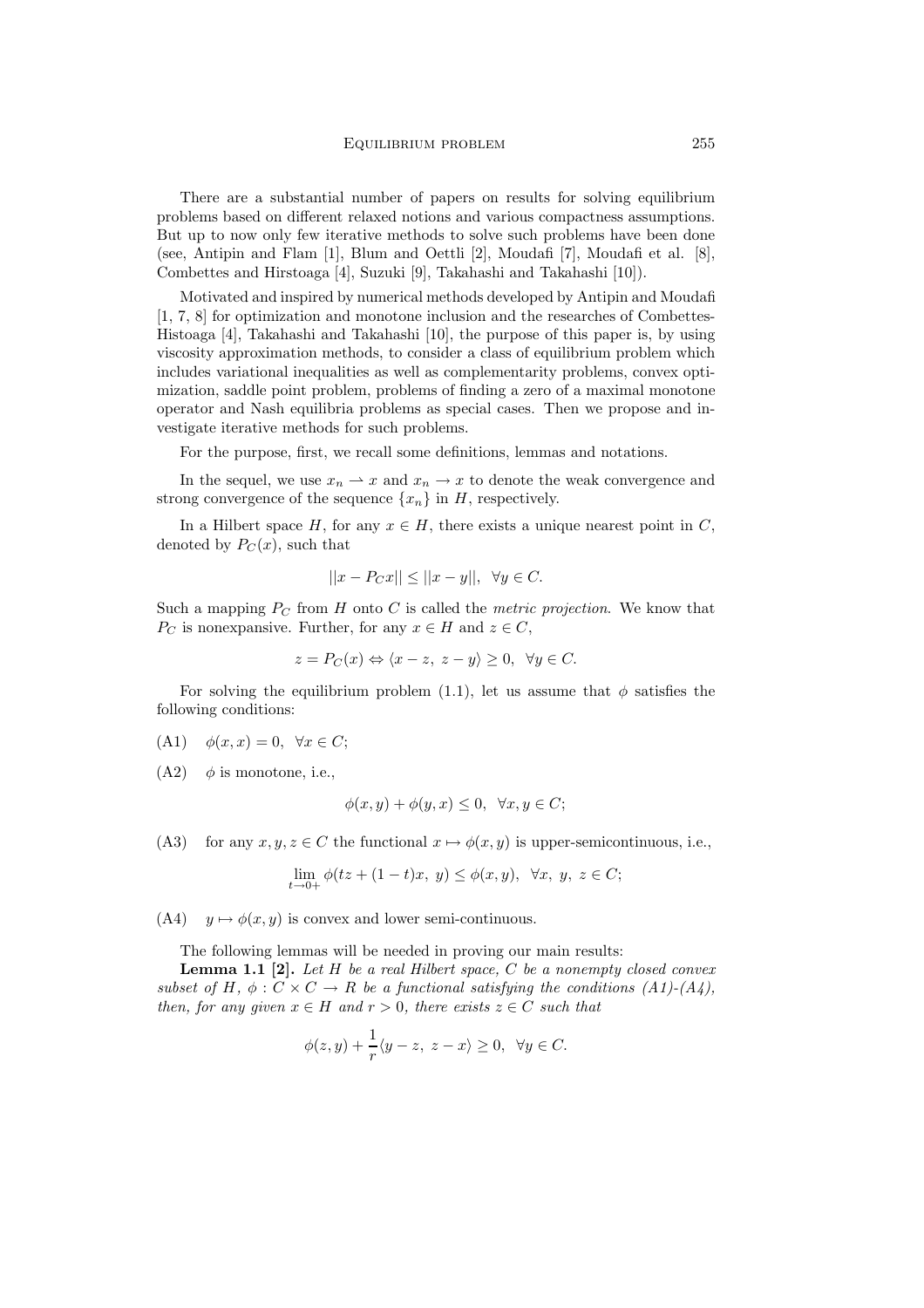There are a substantial number of papers on results for solving equilibrium problems based on different relaxed notions and various compactness assumptions. But up to now only few iterative methods to solve such problems have been done (see, Antipin and Flam [1], Blum and Oettli [2], Moudafi [7], Moudafi et al. [8], Combettes and Hirstoaga [4], Suzuki [9], Takahashi and Takahashi [10]).

Motivated and inspired by numerical methods developed by Antipin and Moudafi [1, 7, 8] for optimization and monotone inclusion and the researches of Combettes-Histoaga [4], Takahashi and Takahashi [10], the purpose of this paper is, by using viscosity approximation methods, to consider a class of equilibrium problem which includes variational inequalities as well as complementarity problems, convex optimization, saddle point problem, problems of finding a zero of a maximal monotone operator and Nash equilibria problems as special cases. Then we propose and investigate iterative methods for such problems.

For the purpose, first, we recall some definitions, lemmas and notations.

In the sequel, we use $x_n \rightharpoonup x$ and $x_n \to x$ to denote the weak convergence and strong convergence of the sequence $\{x_n\}$ in $H$, respectively.

In a Hilbert space $H$, for any $x \in H$, there exists a unique nearest point in $C$, denoted by $P_C(x)$, such that

$$||x - P_C x|| \leq ||x - y||, \ \ \forall y \in C.$$

Such a mapping $P_C$ from $H$ onto $C$ is called the *metric projection*. We know that $P_C$ is nonexpansive. Further, for any $x \in H$ and $z \in C$,

$$z = P_C(x) \Leftrightarrow \langle x - z, \ z - y \rangle \geq 0, \ \ \forall y \in C.$$

For solving the equilibrium problem (1.1), let us assume that $\phi$ satisfies the following conditions:

(A1) $\phi(x, x) = 0, \ \ \forall x \in C$;

(A2) $\phi$ is monotone, i.e.,

$$\phi(x, y) + \phi(y, x) \leq 0, \ \ \forall x, y \in C;$$

(A3) for any $x, y, z \in C$ the functional $x \mapsto \phi(x, y)$ is upper-semicontinuous, i.e.,

$$\lim_{t \to 0+} \phi(tz + (1-t)x, \ y) \leq \phi(x, y), \ \ \forall x, \ y, \ z \in C;$$

(A4) $y \mapsto \phi(x, y)$ is convex and lower semi-continuous.

The following lemmas will be needed in proving our main results:

**Lemma 1.1 [2].** *Let $H$ be a real Hilbert space, $C$ be a nonempty closed convex subset of $H$, $\phi : C \times C \to R$ be a functional satisfying the conditions (A1)-(A4), then, for any given $x \in H$ and $r > 0$, there exists $z \in C$ such that*

$$\phi(z, y) + \frac{1}{r}\langle y - z, \ z - x \rangle \geq 0, \ \ \forall y \in C.$$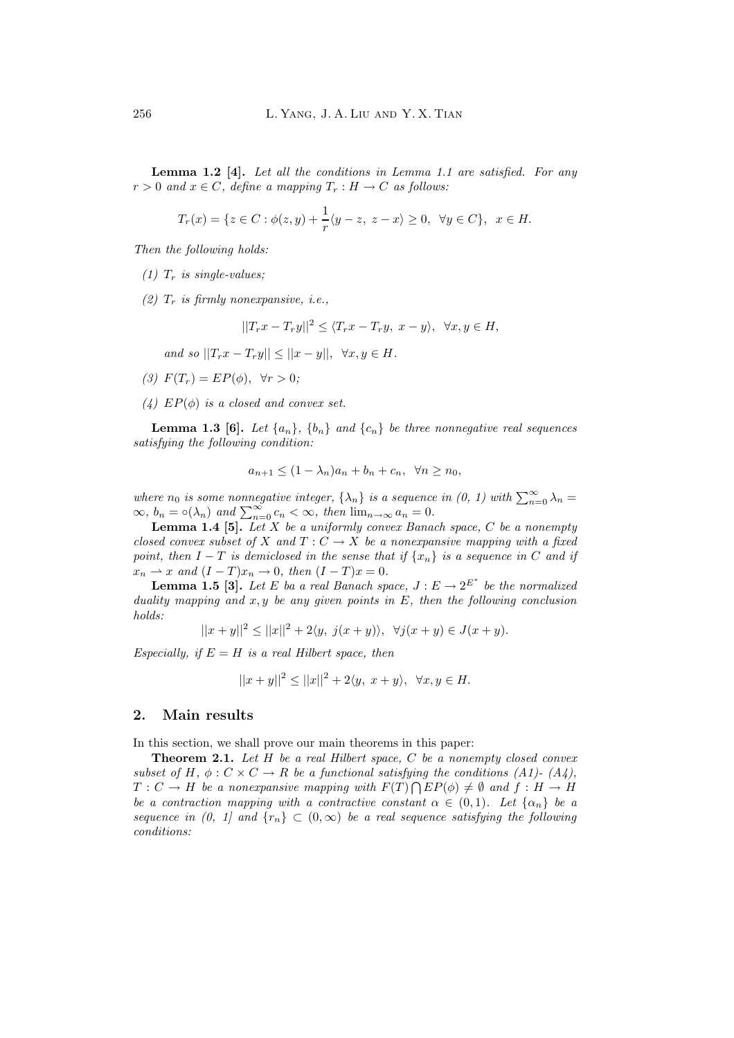**Lemma 1.2 [4].** *Let all the conditions in Lemma 1.1 are satisfied. For any $r > 0$ and $x \in C$, define a mapping $T_r : H \to C$ as follows:*

$$T_r(x) = \{z \in C : \phi(z, y) + \frac{1}{r}\langle y - z,\ z - x\rangle \geq 0,\ \ \forall y \in C\},\ \ x \in H.$$

*Then the following holds:*

*(1) $T_r$ is single-values;*

*(2) $T_r$ is firmly nonexpansive, i.e.,*

$$||T_r x - T_r y||^2 \leq \langle T_r x - T_r y,\ x - y\rangle,\ \ \forall x, y \in H,$$

*and so $||T_r x - T_r y|| \leq ||x - y||,\ \ \forall x, y \in H$.*

*(3) $F(T_r) = EP(\phi),\ \ \forall r > 0$;*

*(4) $EP(\phi)$ is a closed and convex set.*

**Lemma 1.3 [6].** *Let $\{a_n\}$, $\{b_n\}$ and $\{c_n\}$ be three nonnegative real sequences satisfying the following condition:*

$$a_{n+1} \leq (1 - \lambda_n)a_n + b_n + c_n,\ \ \forall n \geq n_0,$$

*where $n_0$ is some nonnegative integer, $\{\lambda_n\}$ is a sequence in (0, 1) with $\sum_{n=0}^{\infty} \lambda_n = \infty$, $b_n = \circ(\lambda_n)$ and $\sum_{n=0}^{\infty} c_n < \infty$, then $\lim_{n\to\infty} a_n = 0$.*

**Lemma 1.4 [5].** *Let $X$ be a uniformly convex Banach space, $C$ be a nonempty closed convex subset of $X$ and $T : C \to X$ be a nonexpansive mapping with a fixed point, then $I - T$ is demiclosed in the sense that if $\{x_n\}$ is a sequence in $C$ and if $x_n \rightharpoonup x$ and $(I - T)x_n \to 0$, then $(I - T)x = 0$.*

**Lemma 1.5 [3].** *Let $E$ ba a real Banach space, $J : E \to 2^{E^*}$ be the normalized duality mapping and $x, y$ be any given points in $E$, then the following conclusion holds:*

$$||x + y||^2 \leq ||x||^2 + 2\langle y,\ j(x + y)\rangle,\ \ \forall j(x + y) \in J(x + y).$$

*Especially, if $E = H$ is a real Hilbert space, then*

$$||x + y||^2 \leq ||x||^2 + 2\langle y,\ x + y\rangle,\ \ \forall x, y \in H.$$

## 2. Main results

In this section, we shall prove our main theorems in this paper:

**Theorem 2.1.** *Let $H$ be a real Hilbert space, $C$ be a nonempty closed convex subset of $H$, $\phi : C \times C \to R$ be a functional satisfying the conditions (A1)- (A4), $T : C \to H$ be a nonexpansive mapping with $F(T) \bigcap EP(\phi) \neq \emptyset$ and $f : H \to H$ be a contraction mapping with a contractive constant $\alpha \in (0, 1)$. Let $\{\alpha_n\}$ be a sequence in (0, 1] and $\{r_n\} \subset (0, \infty)$ be a real sequence satisfying the following conditions:*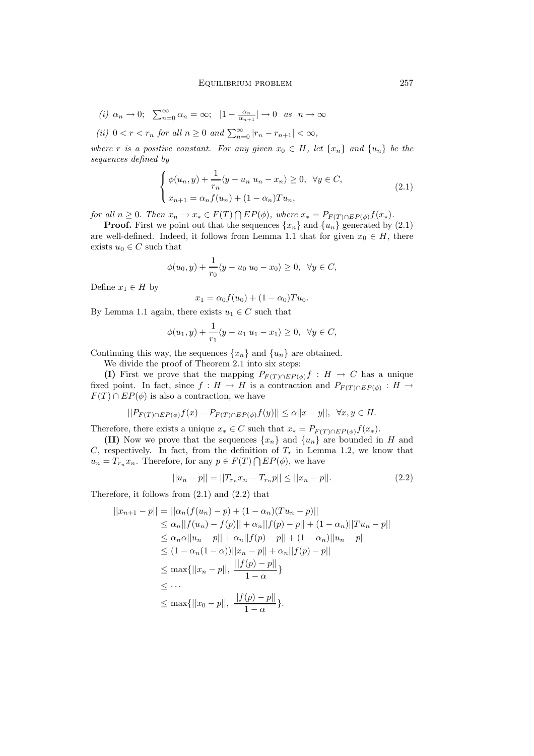*(i)* $\alpha_n \to 0$; $\sum_{n=0}^{\infty} \alpha_n = \infty$; $|1 - \frac{\alpha_n}{\alpha_{n+1}}| \to 0$ *as* $n \to \infty$

*(ii)* $0 < r < r_n$ *for all* $n \geq 0$ *and* $\sum_{n=0}^{\infty} |r_n - r_{n+1}| < \infty$,

*where* $r$ *is a positive constant. For any given* $x_0 \in H$, *let* $\{x_n\}$ *and* $\{u_n\}$ *be the sequences defined by*

$$\begin{cases} \phi(u_n, y) + \dfrac{1}{r_n}\langle y - u_n \; u_n - x_n\rangle \geq 0, \;\; \forall y \in C, \\ x_{n+1} = \alpha_n f(u_n) + (1 - \alpha_n)Tu_n, \end{cases} \tag{2.1}$$

*for all* $n \geq 0$. *Then* $x_n \to x_* \in F(T) \bigcap EP(\phi)$, *where* $x_* = P_{F(T)\cap EP(\phi)} f(x_*)$.

**Proof.** First we point out that the sequences $\{x_n\}$ and $\{u_n\}$ generated by (2.1) are well-defined. Indeed, it follows from Lemma 1.1 that for given $x_0 \in H$, there exists $u_0 \in C$ such that

$$\phi(u_0, y) + \frac{1}{r_0}\langle y - u_0 \; u_0 - x_0\rangle \geq 0, \;\; \forall y \in C,$$

Define $x_1 \in H$ by

$$x_1 = \alpha_0 f(u_0) + (1 - \alpha_0)Tu_0.$$

By Lemma 1.1 again, there exists $u_1 \in C$ such that

$$\phi(u_1, y) + \frac{1}{r_1}\langle y - u_1 \; u_1 - x_1\rangle \geq 0, \;\; \forall y \in C,$$

Continuing this way, the sequences $\{x_n\}$ and $\{u_n\}$ are obtained.

We divide the proof of Theorem 2.1 into six steps:

**(I)** First we prove that the mapping $P_{F(T)\cap EP(\phi)}f : H \to C$ has a unique fixed point. In fact, since $f : H \to H$ is a contraction and $P_{F(T)\cap EP(\phi)} : H \to F(T) \cap EP(\phi)$ is also a contraction, we have

$$||P_{F(T)\cap EP(\phi)}f(x) - P_{F(T)\cap EP(\phi)}f(y)|| \leq \alpha||x - y||, \;\; \forall x, y \in H.$$

Therefore, there exists a unique $x_* \in C$ such that $x_* = P_{F(T)\cap EP(\phi)}f(x_*)$.

**(II)** Now we prove that the sequences $\{x_n\}$ and $\{u_n\}$ are bounded in $H$ and $C$, respectively. In fact, from the definition of $T_r$ in Lemma 1.2, we know that $u_n = T_{r_n}x_n$. Therefore, for any $p \in F(T) \bigcap EP(\phi)$, we have

$$||u_n - p|| = ||T_{r_n}x_n - T_{r_n}p|| \leq ||x_n - p||. \tag{2.2}$$

Therefore, it follows from (2.1) and (2.2) that

$$\begin{aligned} ||x_{n+1} - p|| &= ||\alpha_n(f(u_n) - p) + (1 - \alpha_n)(Tu_n - p)|| \\ &\leq \alpha_n||f(u_n) - f(p)|| + \alpha_n||f(p) - p|| + (1 - \alpha_n)||Tu_n - p|| \\ &\leq \alpha_n\alpha||u_n - p|| + \alpha_n||f(p) - p|| + (1 - \alpha_n)||u_n - p|| \\ &\leq (1 - \alpha_n(1 - \alpha))||x_n - p|| + \alpha_n||f(p) - p|| \\ &\leq \max\{||x_n - p||, \; \frac{||f(p) - p||}{1 - \alpha}\} \\ &\leq \cdots \\ &\leq \max\{||x_0 - p||, \; \frac{||f(p) - p||}{1 - \alpha}\}. \end{aligned}$$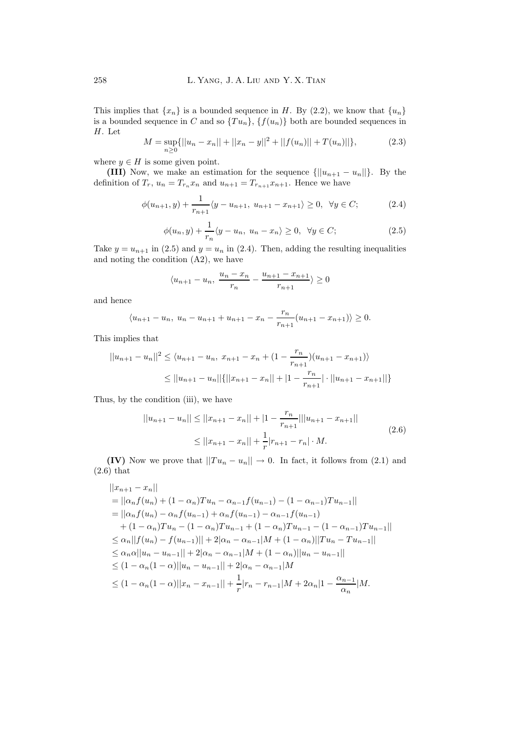This implies that $\{x_n\}$ is a bounded sequence in $H$. By (2.2), we know that $\{u_n\}$ is a bounded sequence in $C$ and so $\{Tu_n\}$, $\{f(u_n)\}$ both are bounded sequences in $H$. Let

$$M = \sup_{n\geq 0}\{||u_n - x_n|| + ||x_n - y||^2 + ||f(u_n)|| + T(u_n)||\}, \tag{2.3}$$

where $y \in H$ is some given point.

**(III)** Now, we make an estimation for the sequence $\{||u_{n+1} - u_n||\}$. By the definition of $T_r$, $u_n = T_{r_n}x_n$ and $u_{n+1} = T_{r_{n+1}}x_{n+1}$. Hence we have

$$\phi(u_{n+1}, y) + \frac{1}{r_{n+1}}\langle y - u_{n+1},\ u_{n+1} - x_{n+1}\rangle \geq 0,\ \ \forall y \in C; \tag{2.4}$$

$$\phi(u_n, y) + \frac{1}{r_n}\langle y - u_n,\ u_n - x_n\rangle \geq 0,\ \ \forall y \in C; \tag{2.5}$$

Take $y = u_{n+1}$ in (2.5) and $y = u_n$ in (2.4). Then, adding the resulting inequalities and noting the condition (A2), we have

$$\langle u_{n+1} - u_n,\ \frac{u_n - x_n}{r_n} - \frac{u_{n+1} - x_{n+1}}{r_{n+1}}\rangle \geq 0$$

and hence

$$\langle u_{n+1} - u_n,\ u_n - u_{n+1} + u_{n+1} - x_n - \frac{r_n}{r_{n+1}}(u_{n+1} - x_{n+1})\rangle \geq 0.$$

This implies that

$$\begin{aligned}
||u_{n+1} - u_n||^2 &\leq \langle u_{n+1} - u_n,\ x_{n+1} - x_n + (1 - \frac{r_n}{r_{n+1}})(u_{n+1} - x_{n+1})\rangle \\
&\leq ||u_{n+1} - u_n||\{||x_{n+1} - x_n|| + |1 - \frac{r_n}{r_{n+1}}| \cdot ||u_{n+1} - x_{n+1}||\}
\end{aligned}$$

Thus, by the condition (iii), we have

$$\begin{aligned}
||u_{n+1} - u_n|| &\leq ||x_{n+1} - x_n|| + |1 - \frac{r_n}{r_{n+1}}|||u_{n+1} - x_{n+1}|| \\
&\leq ||x_{n+1} - x_n|| + \frac{1}{r}|r_{n+1} - r_n| \cdot M.
\end{aligned} \tag{2.6}$$

**(IV)** Now we prove that $||Tu_n - u_n|| \to 0$. In fact, it follows from (2.1) and (2.6) that

$$\begin{aligned}
&||x_{n+1} - x_n|| \\
&= ||\alpha_n f(u_n) + (1 - \alpha_n)Tu_n - \alpha_{n-1}f(u_{n-1}) - (1 - \alpha_{n-1})Tu_{n-1}|| \\
&= ||\alpha_n f(u_n) - \alpha_n f(u_{n-1}) + \alpha_n f(u_{n-1}) - \alpha_{n-1}f(u_{n-1}) \\
&\quad + (1 - \alpha_n)Tu_n - (1 - \alpha_n)Tu_{n-1} + (1 - \alpha_n)Tu_{n-1} - (1 - \alpha_{n-1})Tu_{n-1}|| \\
&\leq \alpha_n||f(u_n) - f(u_{n-1})|| + 2|\alpha_n - \alpha_{n-1}|M + (1 - \alpha_n)||Tu_n - Tu_{n-1}|| \\
&\leq \alpha_n\alpha||u_n - u_{n-1}|| + 2|\alpha_n - \alpha_{n-1}|M + (1 - \alpha_n)||u_n - u_{n-1}|| \\
&\leq (1 - \alpha_n(1 - \alpha))||u_n - u_{n-1}|| + 2|\alpha_n - \alpha_{n-1}|M \\
&\leq (1 - \alpha_n(1 - \alpha))||x_n - x_{n-1}|| + \frac{1}{r}|r_n - r_{n-1}|M + 2\alpha_n|1 - \frac{\alpha_{n-1}}{\alpha_n}|M.
\end{aligned}$$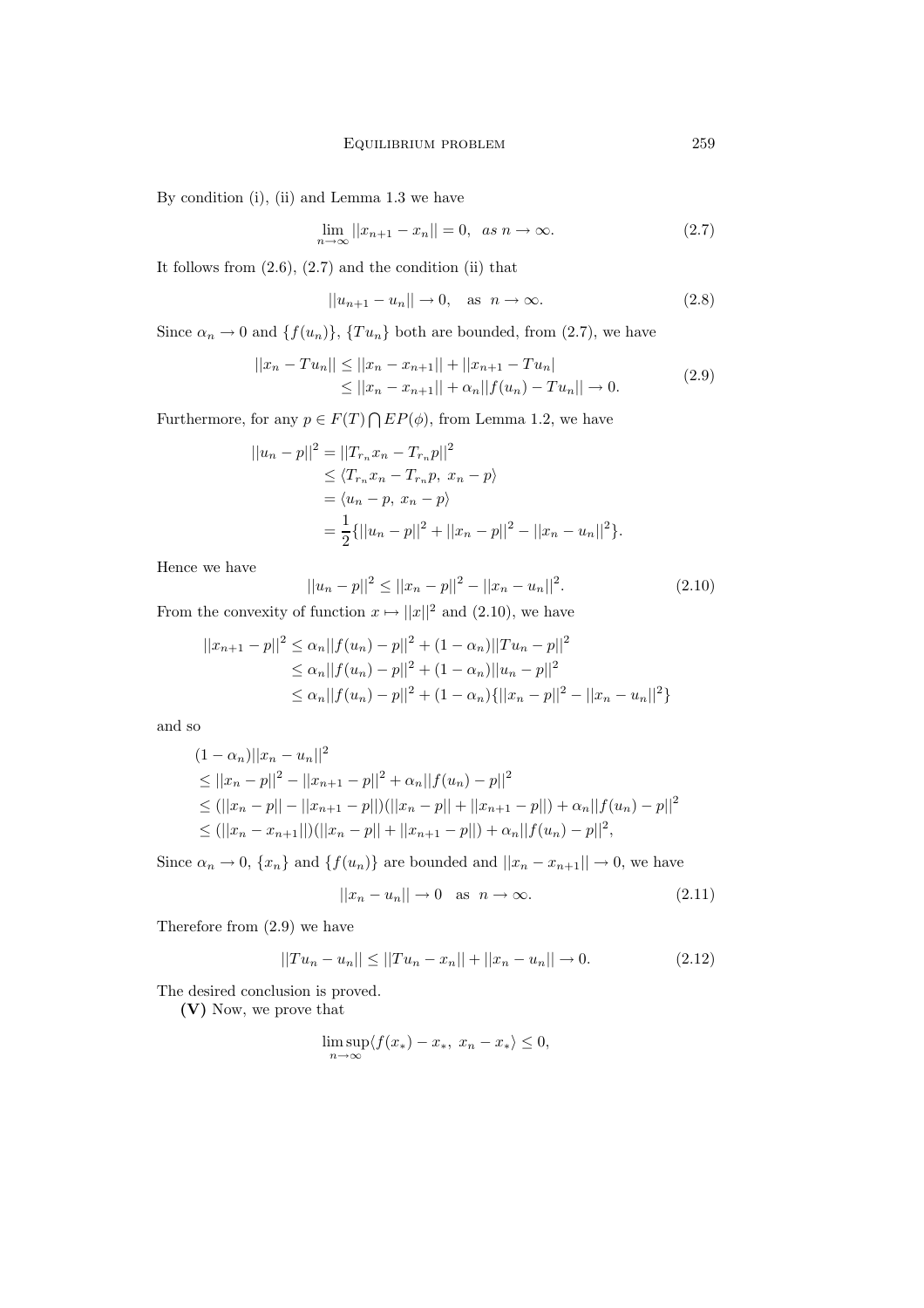By condition (i), (ii) and Lemma 1.3 we have

$$\lim_{n\to\infty} ||x_{n+1} - x_n|| = 0, \quad as\ n \to \infty. \tag{2.7}$$

It follows from (2.6), (2.7) and the condition (ii) that

$$||u_{n+1} - u_n|| \to 0, \quad \text{as} \quad n \to \infty. \tag{2.8}$$

Since $\alpha_n \to 0$ and $\{f(u_n)\}$, $\{Tu_n\}$ both are bounded, from (2.7), we have

$$\begin{aligned} ||x_n - Tu_n|| &\le ||x_n - x_{n+1}|| + ||x_{n+1} - Tu_n| \\ &\le ||x_n - x_{n+1}|| + \alpha_n ||f(u_n) - Tu_n|| \to 0. \end{aligned} \tag{2.9}$$

Furthermore, for any $p \in F(T) \bigcap EP(\phi)$, from Lemma 1.2, we have

$$\begin{aligned} ||u_n - p||^2 &= ||T_{r_n} x_n - T_{r_n} p||^2 \\ &\le \langle T_{r_n} x_n - T_{r_n} p,\ x_n - p\rangle \\ &= \langle u_n - p,\ x_n - p\rangle \\ &= \frac{1}{2}\{||u_n - p||^2 + ||x_n - p||^2 - ||x_n - u_n||^2\}. \end{aligned}$$

Hence we have

$$||u_n - p||^2 \le ||x_n - p||^2 - ||x_n - u_n||^2. \tag{2.10}$$

From the convexity of function $x \mapsto ||x||^2$ and (2.10), we have

$$\begin{aligned} ||x_{n+1} - p||^2 &\le \alpha_n ||f(u_n) - p||^2 + (1 - \alpha_n)||Tu_n - p||^2 \\ &\le \alpha_n ||f(u_n) - p||^2 + (1 - \alpha_n)||u_n - p||^2 \\ &\le \alpha_n ||f(u_n) - p||^2 + (1 - \alpha_n)\{||x_n - p||^2 - ||x_n - u_n||^2\} \end{aligned}$$

and so

$$\begin{aligned} &(1 - \alpha_n)||x_n - u_n||^2 \\ &\le ||x_n - p||^2 - ||x_{n+1} - p||^2 + \alpha_n ||f(u_n) - p||^2 \\ &\le (||x_n - p|| - ||x_{n+1} - p||)(||x_n - p|| + ||x_{n+1} - p||) + \alpha_n ||f(u_n) - p||^2 \\ &\le (||x_n - x_{n+1}||)(||x_n - p|| + ||x_{n+1} - p||) + \alpha_n ||f(u_n) - p||^2, \end{aligned}$$

Since $\alpha_n \to 0$, $\{x_n\}$ and $\{f(u_n)\}$ are bounded and $||x_n - x_{n+1}|| \to 0$, we have

$$||x_n - u_n|| \to 0 \quad \text{as} \quad n \to \infty. \tag{2.11}$$

Therefore from (2.9) we have

$$||Tu_n - u_n|| \le ||Tu_n - x_n|| + ||x_n - u_n|| \to 0. \tag{2.12}$$

The desired conclusion is proved.

**(V)** Now, we prove that

$$\limsup_{n\to\infty} \langle f(x_*) - x_*,\ x_n - x_*\rangle \le 0,$$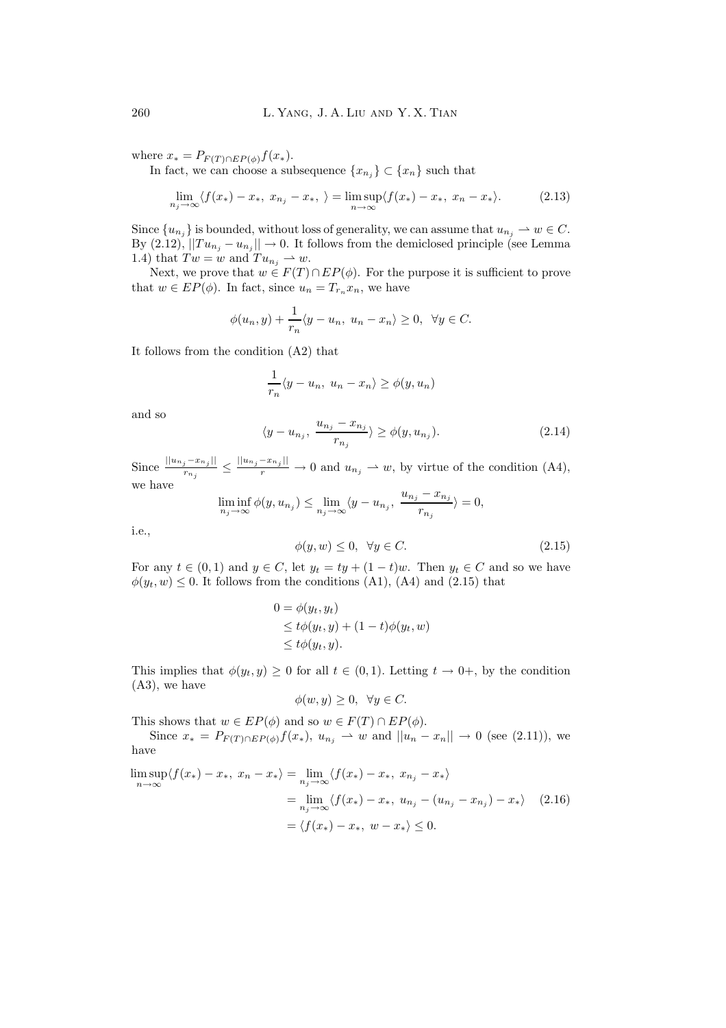where $x_* = P_{F(T)\cap EP(\phi)} f(x_*)$.

In fact, we can choose a subsequence $\{x_{n_j}\} \subset \{x_n\}$ such that

$$\lim_{n_j\to\infty} \langle f(x_*) - x_*,\ x_{n_j} - x_*,\ \rangle = \limsup_{n\to\infty} \langle f(x_*) - x_*,\ x_n - x_* \rangle. \tag{2.13}$$

Since $\{u_{n_j}\}$ is bounded, without loss of generality, we can assume that $u_{n_j} \rightharpoonup w \in C$. By (2.12), $||Tu_{n_j} - u_{n_j}|| \to 0$. It follows from the demiclosed principle (see Lemma 1.4) that $Tw = w$ and $Tu_{n_j} \rightharpoonup w$.

Next, we prove that $w \in F(T) \cap EP(\phi)$. For the purpose it is sufficient to prove that $w \in EP(\phi)$. In fact, since $u_n = T_{r_n} x_n$, we have

$$\phi(u_n, y) + \frac{1}{r_n}\langle y - u_n,\ u_n - x_n \rangle \geq 0, \quad \forall y \in C.$$

It follows from the condition (A2) that

$$\frac{1}{r_n}\langle y - u_n,\ u_n - x_n \rangle \geq \phi(y, u_n)$$

and so

$$\langle y - u_{n_j},\ \frac{u_{n_j} - x_{n_j}}{r_{n_j}} \rangle \geq \phi(y, u_{n_j}). \tag{2.14}$$

Since $\frac{||u_{n_j} - x_{n_j}||}{r_{n_j}} \leq \frac{||u_{n_j} - x_{n_j}||}{r} \to 0$ and $u_{n_j} \rightharpoonup w$, by virtue of the condition (A4), we have

$$\liminf_{n_j\to\infty} \phi(y, u_{n_j}) \leq \lim_{n_j\to\infty} \langle y - u_{n_j},\ \frac{u_{n_j} - x_{n_j}}{r_{n_j}} \rangle = 0,$$

i.e.,

$$\phi(y, w) \leq 0, \quad \forall y \in C. \tag{2.15}$$

For any $t \in (0, 1)$ and $y \in C$, let $y_t = ty + (1-t)w$. Then $y_t \in C$ and so we have $\phi(y_t, w) \leq 0$. It follows from the conditions (A1), (A4) and (2.15) that

$$\begin{aligned} 0 &= \phi(y_t, y_t) \\ &\leq t\phi(y_t, y) + (1-t)\phi(y_t, w) \\ &\leq t\phi(y_t, y). \end{aligned}$$

This implies that $\phi(y_t, y) \geq 0$ for all $t \in (0, 1)$. Letting $t \to 0+$, by the condition (A3), we have

$$\phi(w, y) \geq 0, \quad \forall y \in C.$$

This shows that $w \in EP(\phi)$ and so $w \in F(T) \cap EP(\phi)$.

Since $x_* = P_{F(T)\cap EP(\phi)} f(x_*)$, $u_{n_j} \rightharpoonup w$ and $||u_n - x_n|| \to 0$ (see (2.11)), we have

$$\begin{aligned} \limsup_{n\to\infty} \langle f(x_*) - x_*,\ x_n - x_* \rangle &= \lim_{n_j\to\infty} \langle f(x_*) - x_*,\ x_{n_j} - x_* \rangle \\ &= \lim_{n_j\to\infty} \langle f(x_*) - x_*,\ u_{n_j} - (u_{n_j} - x_{n_j}) - x_* \rangle \qquad (2.16) \\ &= \langle f(x_*) - x_*,\ w - x_* \rangle \leq 0. \end{aligned}$$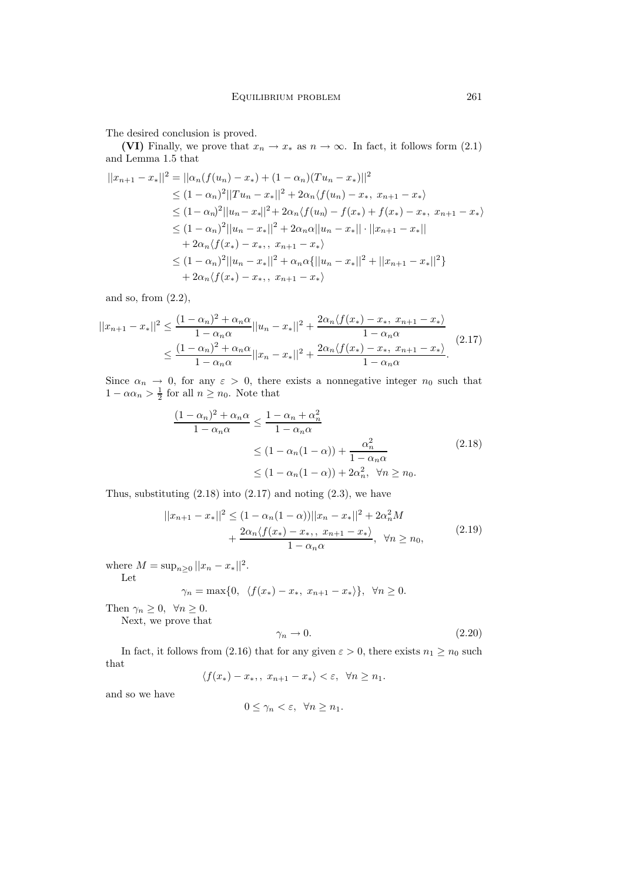The desired conclusion is proved.

**(VI)** Finally, we prove that $x_n \to x_*$ as $n \to \infty$. In fact, it follows form (2.1) and Lemma 1.5 that

$$
\begin{aligned}
||x_{n+1} - x_*||^2 &= ||\alpha_n(f(u_n) - x_*) + (1-\alpha_n)(Tu_n - x_*)||^2 \\
&\leq (1-\alpha_n)^2||Tu_n - x_*||^2 + 2\alpha_n\langle f(u_n) - x_*,\ x_{n+1} - x_*\rangle \\
&\leq (1-\alpha_n)^2||u_n - x_*||^2 + 2\alpha_n\langle f(u_n) - f(x_*) + f(x_*) - x_*,\ x_{n+1} - x_*\rangle \\
&\leq (1-\alpha_n)^2||u_n - x_*||^2 + 2\alpha_n\alpha||u_n - x_*|| \cdot ||x_{n+1} - x_*|| \\
&\quad + 2\alpha_n\langle f(x_*) - x_*,\ ,\ x_{n+1} - x_*\rangle \\
&\leq (1-\alpha_n)^2||u_n - x_*||^2 + \alpha_n\alpha\{||u_n - x_*||^2 + ||x_{n+1} - x_*||^2\} \\
&\quad + 2\alpha_n\langle f(x_*) - x_*,\ ,\ x_{n+1} - x_*\rangle
\end{aligned}
$$

and so, from (2.2),

$$
\begin{aligned}
||x_{n+1} - x_*||^2 &\leq \frac{(1-\alpha_n)^2 + \alpha_n\alpha}{1-\alpha_n\alpha}||u_n - x_*||^2 + \frac{2\alpha_n\langle f(x_*) - x_*,\ x_{n+1} - x_*\rangle}{1-\alpha_n\alpha} \\
&\leq \frac{(1-\alpha_n)^2 + \alpha_n\alpha}{1-\alpha_n\alpha}||x_n - x_*||^2 + \frac{2\alpha_n\langle f(x_*) - x_*,\ x_{n+1} - x_*\rangle}{1-\alpha_n\alpha}.
\end{aligned}
\tag{2.17}
$$

Since $\alpha_n \to 0$, for any $\varepsilon > 0$, there exists a nonnegative integer $n_0$ such that $1 - \alpha\alpha_n > \frac{1}{2}$ for all $n \geq n_0$. Note that

$$
\begin{aligned}
\frac{(1-\alpha_n)^2 + \alpha_n\alpha}{1-\alpha_n\alpha} &\leq \frac{1 - \alpha_n + \alpha_n^2}{1-\alpha_n\alpha} \\
&\leq (1 - \alpha_n(1-\alpha)) + \frac{\alpha_n^2}{1-\alpha_n\alpha} \\
&\leq (1 - \alpha_n(1-\alpha)) + 2\alpha_n^2,\ \ \forall n \geq n_0.
\end{aligned}
\tag{2.18}
$$

Thus, substituting (2.18) into (2.17) and noting (2.3), we have

$$
\begin{aligned}
||x_{n+1} - x_*||^2 &\leq (1 - \alpha_n(1-\alpha))||x_n - x_*||^2 + 2\alpha_n^2 M \\
&\quad + \frac{2\alpha_n\langle f(x_*) - x_*,\ ,\ x_{n+1} - x_*\rangle}{1-\alpha_n\alpha},\ \ \forall n \geq n_0,
\end{aligned}
\tag{2.19}
$$

where $M = \sup_{n\geq 0} ||x_n - x_*||^2$.

Let

$$
\gamma_n = \max\{0,\ \ \langle f(x_*) - x_*,\ x_{n+1} - x_*\rangle\},\ \ \forall n \geq 0.
$$

Then $\gamma_n \geq 0,\ \ \forall n \geq 0$.

Next, we prove that

$$
\gamma_n \to 0. \tag{2.20}
$$

In fact, it follows from (2.16) that for any given $\varepsilon > 0$, there exists $n_1 \geq n_0$ such that

$$
\langle f(x_*) - x_*,\ ,\ x_{n+1} - x_*\rangle < \varepsilon,\ \ \forall n \geq n_1.
$$

and so we have

$$
0 \leq \gamma_n < \varepsilon,\ \ \forall n \geq n_1.
$$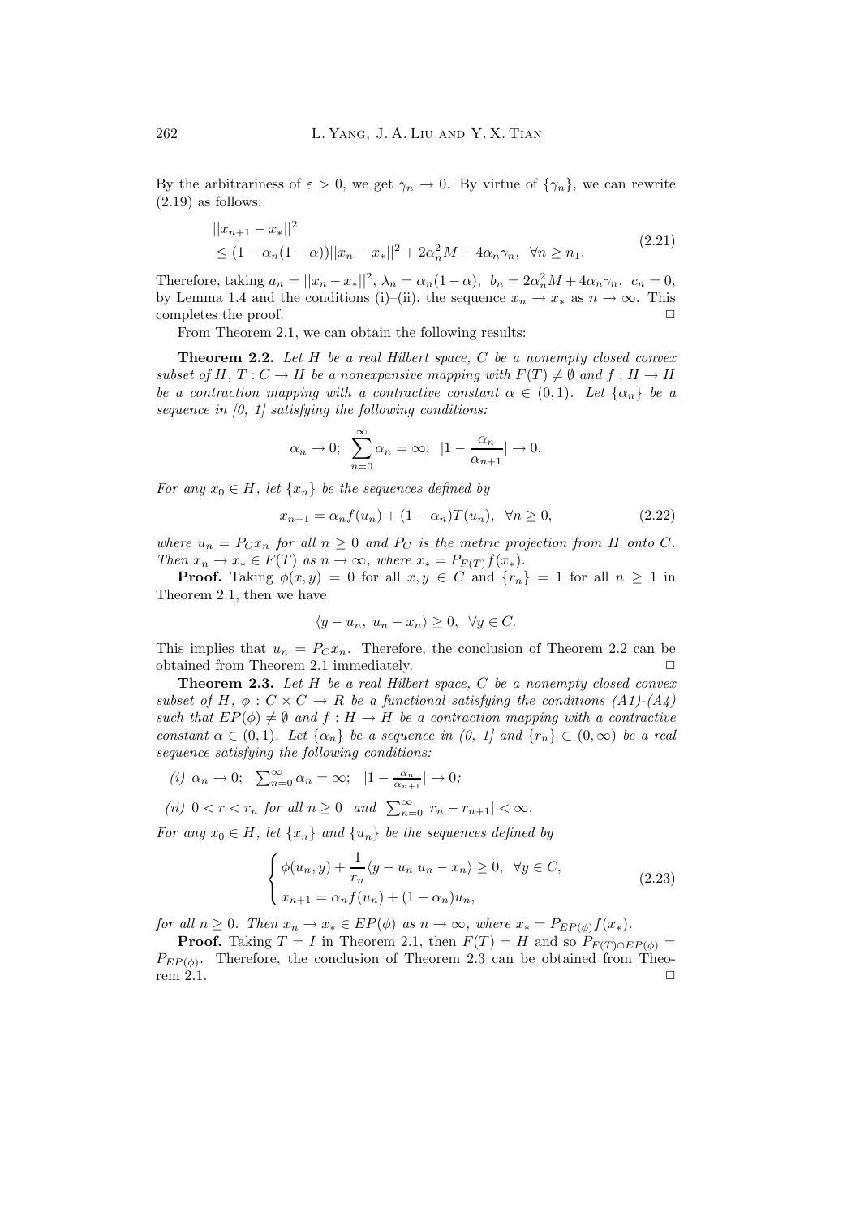By the arbitrariness of $\varepsilon > 0$, we get $\gamma_n \to 0$. By virtue of $\{\gamma_n\}$, we can rewrite (2.19) as follows:

$$
\begin{aligned}
&||x_{n+1} - x_*||^2 \\
&\leq (1 - \alpha_n(1-\alpha))||x_n - x_*||^2 + 2\alpha_n^2 M + 4\alpha_n\gamma_n, \ \ \forall n \geq n_1.
\end{aligned} \tag{2.21}
$$

Therefore, taking $a_n = ||x_n - x_*||^2$, $\lambda_n = \alpha_n(1-\alpha)$, $b_n = 2\alpha_n^2 M + 4\alpha_n\gamma_n$, $c_n = 0$, by Lemma 1.4 and the conditions (i)–(ii), the sequence $x_n \to x_*$ as $n \to \infty$. This completes the proof. □

From Theorem 2.1, we can obtain the following results:

**Theorem 2.2.** *Let $H$ be a real Hilbert space, $C$ be a nonempty closed convex subset of $H$, $T : C \to H$ be a nonexpansive mapping with $F(T) \neq \emptyset$ and $f : H \to H$ be a contraction mapping with a contractive constant $\alpha \in (0, 1)$. Let $\{\alpha_n\}$ be a sequence in [0, 1] satisfying the following conditions:*

$$\alpha_n \to 0; \ \ \sum_{n=0}^{\infty} \alpha_n = \infty; \ \ |1 - \frac{\alpha_n}{\alpha_{n+1}}| \to 0.$$

*For any $x_0 \in H$, let $\{x_n\}$ be the sequences defined by*

$$x_{n+1} = \alpha_n f(u_n) + (1 - \alpha_n)T(u_n), \ \ \forall n \geq 0, \tag{2.22}$$

*where $u_n = P_C x_n$ for all $n \geq 0$ and $P_C$ is the metric projection from $H$ onto $C$. Then $x_n \to x_* \in F(T)$ as $n \to \infty$, where $x_* = P_{F(T)} f(x_*)$.*

**Proof.** Taking $\phi(x, y) = 0$ for all $x, y \in C$ and $\{r_n\} = 1$ for all $n \geq 1$ in Theorem 2.1, then we have

$$\langle y - u_n, \ u_n - x_n\rangle \geq 0, \ \ \forall y \in C.$$

This implies that $u_n = P_C x_n$. Therefore, the conclusion of Theorem 2.2 can be obtained from Theorem 2.1 immediately. □

**Theorem 2.3.** *Let $H$ be a real Hilbert space, $C$ be a nonempty closed convex subset of $H$, $\phi : C \times C \to R$ be a functional satisfying the conditions (A1)-(A4) such that $EP(\phi) \neq \emptyset$ and $f : H \to H$ be a contraction mapping with a contractive constant $\alpha \in (0, 1)$. Let $\{\alpha_n\}$ be a sequence in (0, 1] and $\{r_n\} \subset (0, \infty)$ be a real sequence satisfying the following conditions:*

*(i)* $\alpha_n \to 0$; $\sum_{n=0}^{\infty} \alpha_n = \infty$; $|1 - \frac{\alpha_n}{\alpha_{n+1}}| \to 0$;

*(ii)* $0 < r < r_n$ *for all* $n \geq 0$ *and* $\sum_{n=0}^{\infty} |r_n - r_{n+1}| < \infty$.

*For any $x_0 \in H$, let $\{x_n\}$ and $\{u_n\}$ be the sequences defined by*

$$
\begin{cases}
\phi(u_n, y) + \dfrac{1}{r_n}\langle y - u_n \ u_n - x_n\rangle \geq 0, \ \ \forall y \in C, \\
x_{n+1} = \alpha_n f(u_n) + (1 - \alpha_n)u_n,
\end{cases} \tag{2.23}
$$

*for all $n \geq 0$. Then $x_n \to x_* \in EP(\phi)$ as $n \to \infty$, where $x_* = P_{EP(\phi)} f(x_*)$.*

**Proof.** Taking $T = I$ in Theorem 2.1, then $F(T) = H$ and so $P_{F(T)\cap EP(\phi)} = P_{EP(\phi)}$. Therefore, the conclusion of Theorem 2.3 can be obtained from Theorem 2.1. □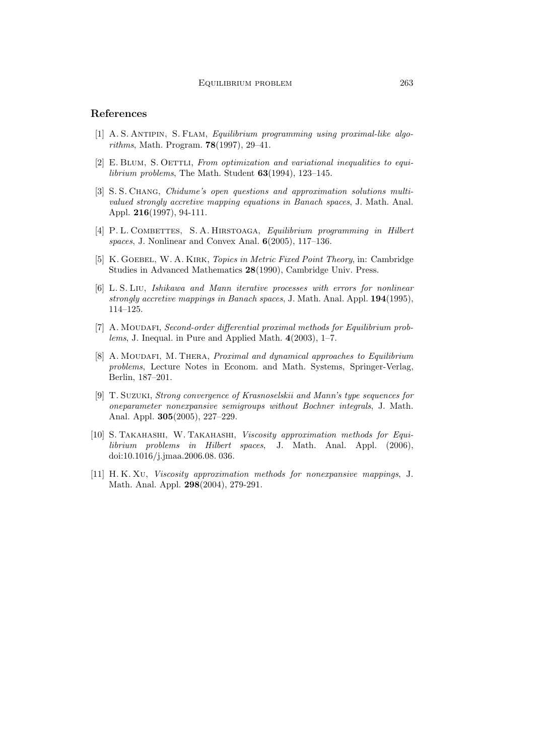## References

[1] A. S. Antipin, S. Flam, *Equilibrium programming using proximal-like algorithms*, Math. Program. **78**(1997), 29–41.

[2] E. Blum, S. Oettli, *From optimization and variational inequalities to equilibrium problems*, The Math. Student **63**(1994), 123–145.

[3] S. S. Chang, *Chidume's open questions and approximation solutions multivalued strongly accretive mapping equations in Banach spaces*, J. Math. Anal. Appl. **216**(1997), 94-111.

[4] P. L. Combettes, S. A. Hirstoaga, *Equilibrium programming in Hilbert spaces*, J. Nonlinear and Convex Anal. **6**(2005), 117–136.

[5] K. Goebel, W. A. Kirk, *Topics in Metric Fixed Point Theory*, in: Cambridge Studies in Advanced Mathematics **28**(1990), Cambridge Univ. Press.

[6] L. S. Liu, *Ishikawa and Mann iterative processes with errors for nonlinear strongly accretive mappings in Banach spaces*, J. Math. Anal. Appl. **194**(1995), 114–125.

[7] A. Moudafi, *Second-order differential proximal methods for Equilibrium problems*, J. Inequal. in Pure and Applied Math. **4**(2003), 1–7.

[8] A. Moudafi, M. Thera, *Proximal and dynamical approaches to Equilibrium problems*, Lecture Notes in Econom. and Math. Systems, Springer-Verlag, Berlin, 187–201.

[9] T. Suzuki, *Strong convergence of Krasnoselskii and Mann's type sequences for oneparameter nonexpansive semigroups without Bochner integrals*, J. Math. Anal. Appl. **305**(2005), 227–229.

[10] S. Takahashi, W. Takahashi, *Viscosity approximation methods for Equilibrium problems in Hilbert spaces*, J. Math. Anal. Appl. (2006), doi:10.1016/j.jmaa.2006.08. 036.

[11] H. K. Xu, *Viscosity approximation methods for nonexpansive mappings*, J. Math. Anal. Appl. **298**(2004), 279-291.